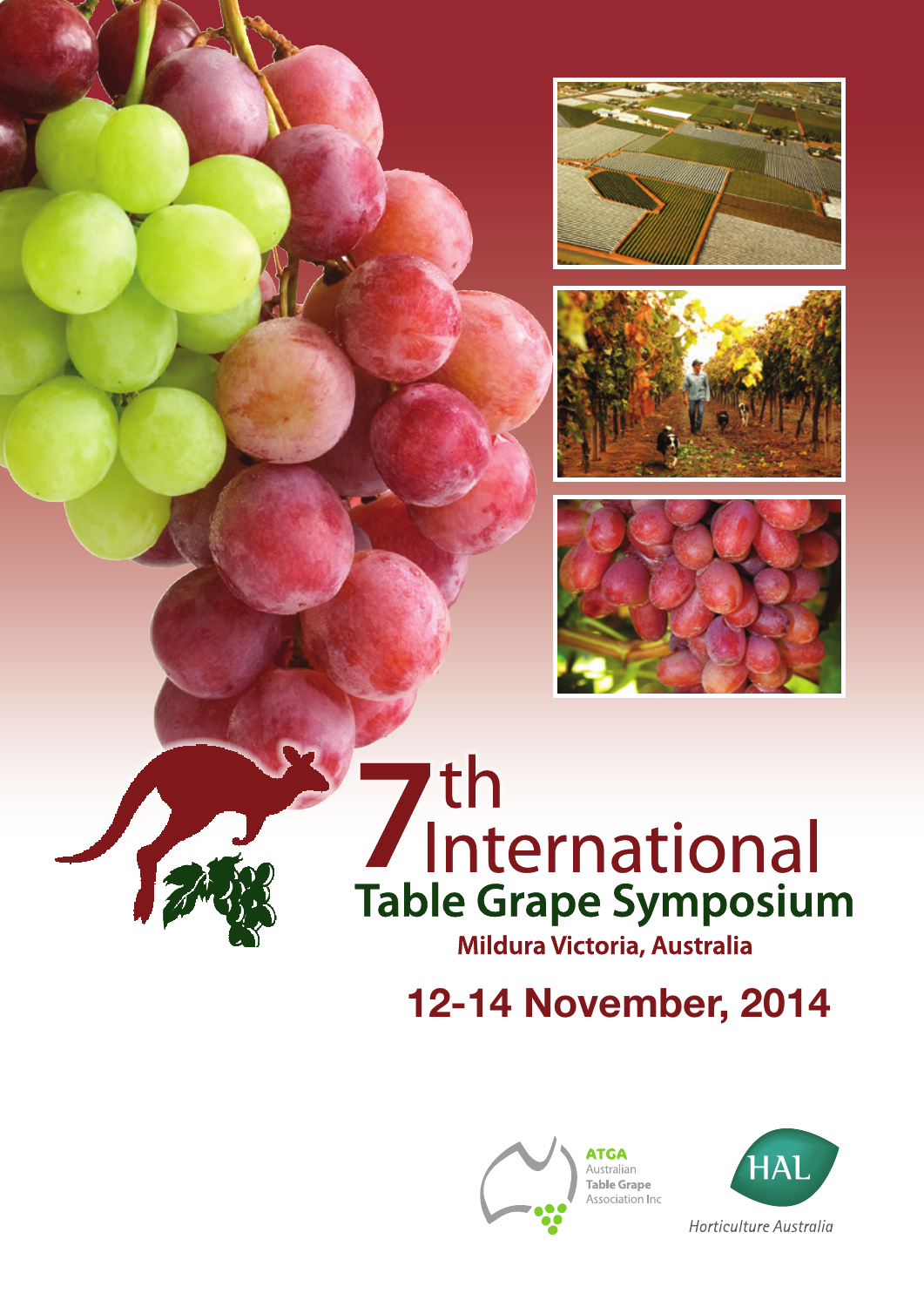# 7th International Table Grape Symposium

**Mildura Victoria, Australia**

## 12-14 November, 2014

ATGA Australian Table Grape Association Inc

HAL Horticulture Australia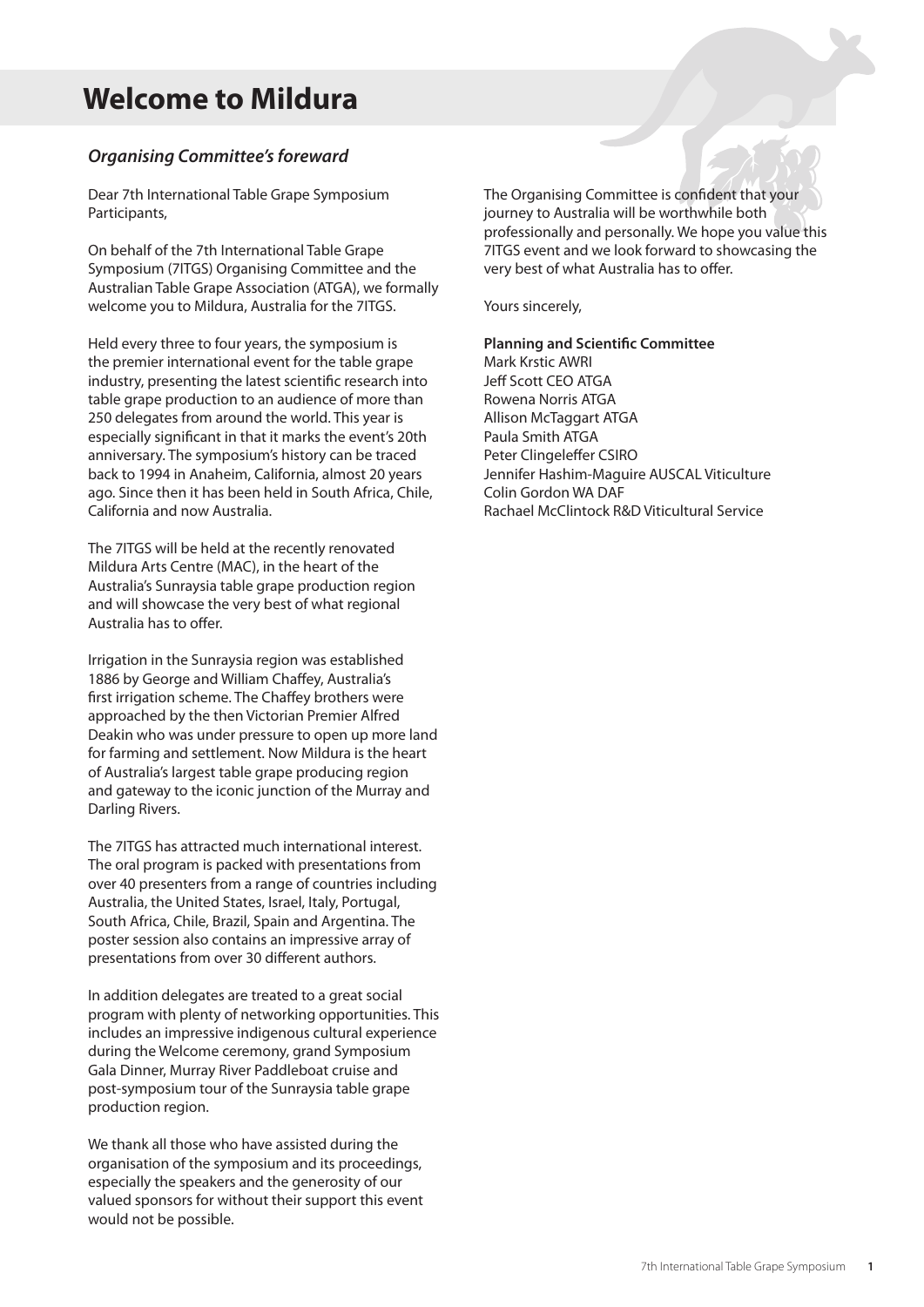# Welcome to Mildura

### *Organising Committee's foreward*

Dear 7th International Table Grape Symposium Participants,

On behalf of the 7th International Table Grape Symposium (7ITGS) Organising Committee and the Australian Table Grape Association (ATGA), we formally welcome you to Mildura, Australia for the 7ITGS.

Held every three to four years, the symposium is the premier international event for the table grape industry, presenting the latest scientific research into table grape production to an audience of more than 250 delegates from around the world. This year is especially significant in that it marks the event's 20th anniversary. The symposium's history can be traced back to 1994 in Anaheim, California, almost 20 years ago. Since then it has been held in South Africa, Chile, California and now Australia.

The 7ITGS will be held at the recently renovated Mildura Arts Centre (MAC), in the heart of the Australia's Sunraysia table grape production region and will showcase the very best of what regional Australia has to offer.

Irrigation in the Sunraysia region was established 1886 by George and William Chaffey, Australia's first irrigation scheme. The Chaffey brothers were approached by the then Victorian Premier Alfred Deakin who was under pressure to open up more land for farming and settlement. Now Mildura is the heart of Australia's largest table grape producing region and gateway to the iconic junction of the Murray and Darling Rivers.

The 7ITGS has attracted much international interest. The oral program is packed with presentations from over 40 presenters from a range of countries including Australia, the United States, Israel, Italy, Portugal, South Africa, Chile, Brazil, Spain and Argentina. The poster session also contains an impressive array of presentations from over 30 different authors.

In addition delegates are treated to a great social program with plenty of networking opportunities. This includes an impressive indigenous cultural experience during the Welcome ceremony, grand Symposium Gala Dinner, Murray River Paddleboat cruise and post-symposium tour of the Sunraysia table grape production region.

We thank all those who have assisted during the organisation of the symposium and its proceedings, especially the speakers and the generosity of our valued sponsors for without their support this event would not be possible.

The Organising Committee is confident that your journey to Australia will be worthwhile both professionally and personally. We hope you value this 7ITGS event and we look forward to showcasing the very best of what Australia has to offer.

Yours sincerely,

**Planning and Scientific Committee**
Mark Krstic AWRI
Jeff Scott CEO ATGA
Rowena Norris ATGA
Allison McTaggart ATGA
Paula Smith ATGA
Peter Clingeleffer CSIRO
Jennifer Hashim-Maguire AUSCAL Viticulture
Colin Gordon WA DAF
Rachael McClintock R&D Viticultural Service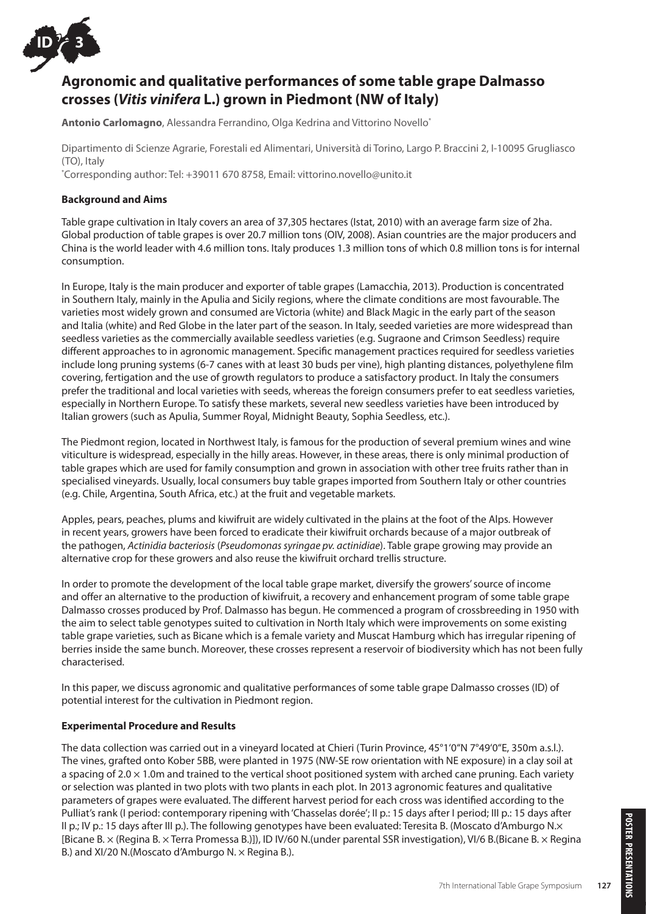# Agronomic and qualitative performances of some table grape Dalmasso crosses (*Vitis vinifera* L.) grown in Piedmont (NW of Italy)

**Antonio Carlomagno**, Alessandra Ferrandino, Olga Kedrina and Vittorino Novello*

Dipartimento di Scienze Agrarie, Forestali ed Alimentari, Università di Torino, Largo P. Braccini 2, I-10095 Grugliasco (TO), Italy

*Corresponding author: Tel: +39011 670 8758, Email: vittorino.novello@unito.it

### Background and Aims

Table grape cultivation in Italy covers an area of 37,305 hectares (Istat, 2010) with an average farm size of 2ha. Global production of table grapes is over 20.7 million tons (OIV, 2008). Asian countries are the major producers and China is the world leader with 4.6 million tons. Italy produces 1.3 million tons of which 0.8 million tons is for internal consumption.

In Europe, Italy is the main producer and exporter of table grapes (Lamacchia, 2013). Production is concentrated in Southern Italy, mainly in the Apulia and Sicily regions, where the climate conditions are most favourable. The varieties most widely grown and consumed are Victoria (white) and Black Magic in the early part of the season and Italia (white) and Red Globe in the later part of the season. In Italy, seeded varieties are more widespread than seedless varieties as the commercially available seedless varieties (e.g. Sugraone and Crimson Seedless) require different approaches to in agronomic management. Specific management practices required for seedless varieties include long pruning systems (6-7 canes with at least 30 buds per vine), high planting distances, polyethylene film covering, fertigation and the use of growth regulators to produce a satisfactory product. In Italy the consumers prefer the traditional and local varieties with seeds, whereas the foreign consumers prefer to eat seedless varieties, especially in Northern Europe. To satisfy these markets, several new seedless varieties have been introduced by Italian growers (such as Apulia, Summer Royal, Midnight Beauty, Sophia Seedless, etc.).

The Piedmont region, located in Northwest Italy, is famous for the production of several premium wines and wine viticulture is widespread, especially in the hilly areas. However, in these areas, there is only minimal production of table grapes which are used for family consumption and grown in association with other tree fruits rather than in specialised vineyards. Usually, local consumers buy table grapes imported from Southern Italy or other countries (e.g. Chile, Argentina, South Africa, etc.) at the fruit and vegetable markets.

Apples, pears, peaches, plums and kiwifruit are widely cultivated in the plains at the foot of the Alps. However in recent years, growers have been forced to eradicate their kiwifruit orchards because of a major outbreak of the pathogen, *Actinidia bacteriosis* (*Pseudomonas syringae pv. actinidiae*). Table grape growing may provide an alternative crop for these growers and also reuse the kiwifruit orchard trellis structure.

In order to promote the development of the local table grape market, diversify the growers' source of income and offer an alternative to the production of kiwifruit, a recovery and enhancement program of some table grape Dalmasso crosses produced by Prof. Dalmasso has begun. He commenced a program of crossbreeding in 1950 with the aim to select table genotypes suited to cultivation in North Italy which were improvements on some existing table grape varieties, such as Bicane which is a female variety and Muscat Hamburg which has irregular ripening of berries inside the same bunch. Moreover, these crosses represent a reservoir of biodiversity which has not been fully characterised.

In this paper, we discuss agronomic and qualitative performances of some table grape Dalmasso crosses (ID) of potential interest for the cultivation in Piedmont region.

### Experimental Procedure and Results

The data collection was carried out in a vineyard located at Chieri (Turin Province, 45°1'0"N 7°49'0"E, 350m a.s.l.). The vines, grafted onto Kober 5BB, were planted in 1975 (NW-SE row orientation with NE exposure) in a clay soil at a spacing of 2.0 × 1.0m and trained to the vertical shoot positioned system with arched cane pruning. Each variety or selection was planted in two plots with two plants in each plot. In 2013 agronomic features and qualitative parameters of grapes were evaluated. The different harvest period for each cross was identified according to the Pulliat's rank (I period: contemporary ripening with 'Chasselas dorée'; II p.: 15 days after I period; III p.: 15 days after II p.; IV p.: 15 days after III p.). The following genotypes have been evaluated: Teresita B. (Moscato d'Amburgo N.× [Bicane B. × (Regina B. × Terra Promessa B.)]), ID IV/60 N.(under parental SSR investigation), VI/6 B.(Bicane B. × Regina B.) and XI/20 N.(Moscato d'Amburgo N. × Regina B.).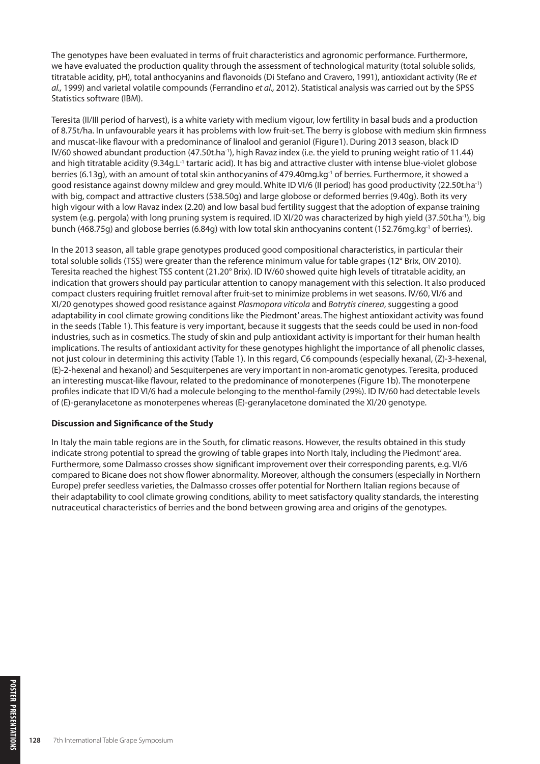The genotypes have been evaluated in terms of fruit characteristics and agronomic performance. Furthermore, we have evaluated the production quality through the assessment of technological maturity (total soluble solids, titratable acidity, pH), total anthocyanins and flavonoids (Di Stefano and Cravero, 1991), antioxidant activity (Re *et al.,* 1999) and varietal volatile compounds (Ferrandino *et al.,* 2012). Statistical analysis was carried out by the SPSS Statistics software (IBM).

Teresita (II/III period of harvest), is a white variety with medium vigour, low fertility in basal buds and a production of 8.75t/ha. In unfavourable years it has problems with low fruit-set. The berry is globose with medium skin firmness and muscat-like flavour with a predominance of linalool and geraniol (Figure1). During 2013 season, black ID IV/60 showed abundant production (47.50t.ha$^{-1}$), high Ravaz index (i.e. the yield to pruning weight ratio of 11.44) and high titratable acidity (9.34g.L$^{-1}$ tartaric acid). It has big and attractive cluster with intense blue-violet globose berries (6.13g), with an amount of total skin anthocyanins of 479.40mg.kg$^{-1}$ of berries. Furthermore, it showed a good resistance against downy mildew and grey mould. White ID VI/6 (II period) has good productivity (22.50t.ha$^{-1}$) with big, compact and attractive clusters (538.50g) and large globose or deformed berries (9.40g). Both its very high vigour with a low Ravaz index (2.20) and low basal bud fertility suggest that the adoption of expanse training system (e.g. pergola) with long pruning system is required. ID XI/20 was characterized by high yield (37.50t.ha$^{-1}$), big bunch (468.75g) and globose berries (6.84g) with low total skin anthocyanins content (152.76mg.kg$^{-1}$ of berries).

In the 2013 season, all table grape genotypes produced good compositional characteristics, in particular their total soluble solids (TSS) were greater than the reference minimum value for table grapes (12° Brix, OIV 2010). Teresita reached the highest TSS content (21.20° Brix). ID IV/60 showed quite high levels of titratable acidity, an indication that growers should pay particular attention to canopy management with this selection. It also produced compact clusters requiring fruitlet removal after fruit-set to minimize problems in wet seasons. IV/60, VI/6 and XI/20 genotypes showed good resistance against *Plasmopora viticola* and *Botrytis cinerea*, suggesting a good adaptability in cool climate growing conditions like the Piedmont' areas. The highest antioxidant activity was found in the seeds (Table 1). This feature is very important, because it suggests that the seeds could be used in non-food industries, such as in cosmetics. The study of skin and pulp antioxidant activity is important for their human health implications. The results of antioxidant activity for these genotypes highlight the importance of all phenolic classes, not just colour in determining this activity (Table 1). In this regard, C6 compounds (especially hexanal, (Z)-3-hexenal, (E)-2-hexenal and hexanol) and Sesquiterpenes are very important in non-aromatic genotypes. Teresita, produced an interesting muscat-like flavour, related to the predominance of monoterpenes (Figure 1b). The monoterpene profiles indicate that ID VI/6 had a molecule belonging to the menthol-family (29%). ID IV/60 had detectable levels of (E)-geranylacetone as monoterpenes whereas (E)-geranylacetone dominated the XI/20 genotype.

### Discussion and Significance of the Study

In Italy the main table regions are in the South, for climatic reasons. However, the results obtained in this study indicate strong potential to spread the growing of table grapes into North Italy, including the Piedmont' area. Furthermore, some Dalmasso crosses show significant improvement over their corresponding parents, e.g. VI/6 compared to Bicane does not show flower abnormality. Moreover, although the consumers (especially in Northern Europe) prefer seedless varieties, the Dalmasso crosses offer potential for Northern Italian regions because of their adaptability to cool climate growing conditions, ability to meet satisfactory quality standards, the interesting nutraceutical characteristics of berries and the bond between growing area and origins of the genotypes.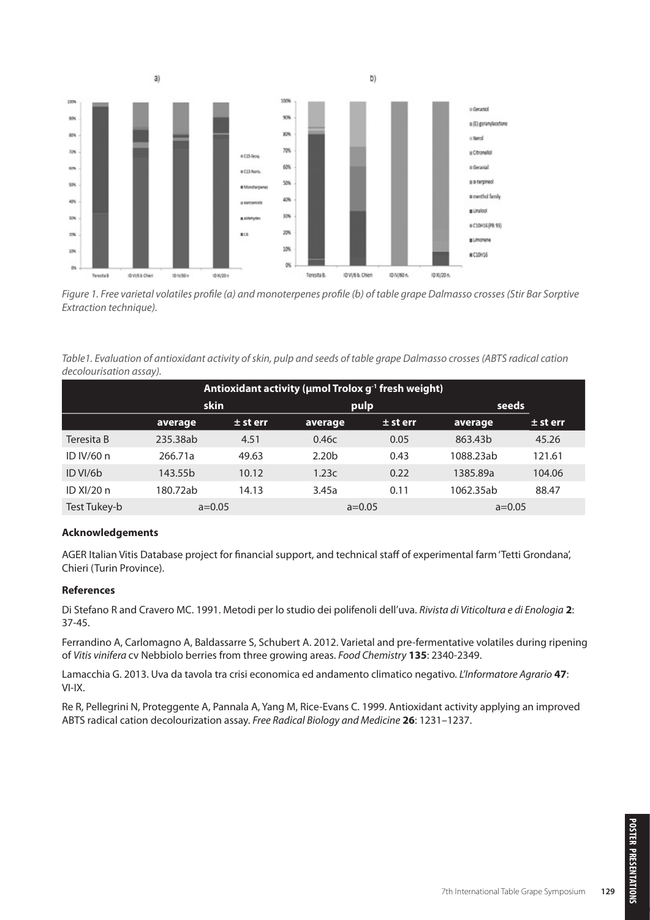a)

100%
90%
80%
70%
60%
50%
40%
30%
20%
10%
0%

Teresita B
ID VI/6 b Chieri
ID IV/60 n
ID XI/20 n

C15-Sesq.
C13-Noris.
Monoterpenes
Benzenoids
Aldehydes
C6

b)

100%
90%
80%
70%
60%
50%
40%
30%
20%
10%
0%

Teresita B.
ID VI/6 b. Chieri
ID IV/60 n.
ID XI/20 n.

Geraniol
(E)-geranylacetone
Nerol
Citronellol
Geranial
α-terpineol
menthol family
Linalool
C10H16(PB 93)
Limonene
C10H16

*Figure 1. Free varietal volatiles profile (a) and monoterpenes profile (b) of table grape Dalmasso crosses (Stir Bar Sorptive Extraction technique).*

*Table1. Evaluation of antioxidant activity of skin, pulp and seeds of table grape Dalmasso crosses (ABTS radical cation decolourisation assay).*

| Antioxidant activity (μmol Trolox $g^{-1}$ fresh weight) | | | | | | |
|---|---|---|---|---|---|---|
| | skin | | pulp | | seeds | |
| | average | ± st err | average | ± st err | average | ± st err |
| Teresita B | 235.38ab | 4.51 | 0.46c | 0.05 | 863.43b | 45.26 |
| ID IV/60 n | 266.71a | 49.63 | 2.20b | 0.43 | 1088.23ab | 121.61 |
| ID VI/6b | 143.55b | 10.12 | 1.23c | 0.22 | 1385.89a | 104.06 |
| ID XI/20 n | 180.72ab | 14.13 | 3.45a | 0.11 | 1062.35ab | 88.47 |
| Test Tukey-b | a=0.05 | | a=0.05 | | a=0.05 | |

### Acknowledgements

AGER Italian Vitis Database project for financial support, and technical staff of experimental farm 'Tetti Grondana', Chieri (Turin Province).

### References

Di Stefano R and Cravero MC. 1991. Metodi per lo studio dei polifenoli dell'uva. *Rivista di Viticoltura e di Enologia* **2**: 37-45.

Ferrandino A, Carlomagno A, Baldassarre S, Schubert A. 2012. Varietal and pre-fermentative volatiles during ripening of *Vitis vinifera* cv Nebbiolo berries from three growing areas. *Food Chemistry* **135**: 2340-2349.

Lamacchia G. 2013. Uva da tavola tra crisi economica ed andamento climatico negativo. *L'Informatore Agrario* **47**: VI-IX.

Re R, Pellegrini N, Proteggente A, Pannala A, Yang M, Rice-Evans C. 1999. Antioxidant activity applying an improved ABTS radical cation decolourization assay. *Free Radical Biology and Medicine* **26**: 1231–1237.